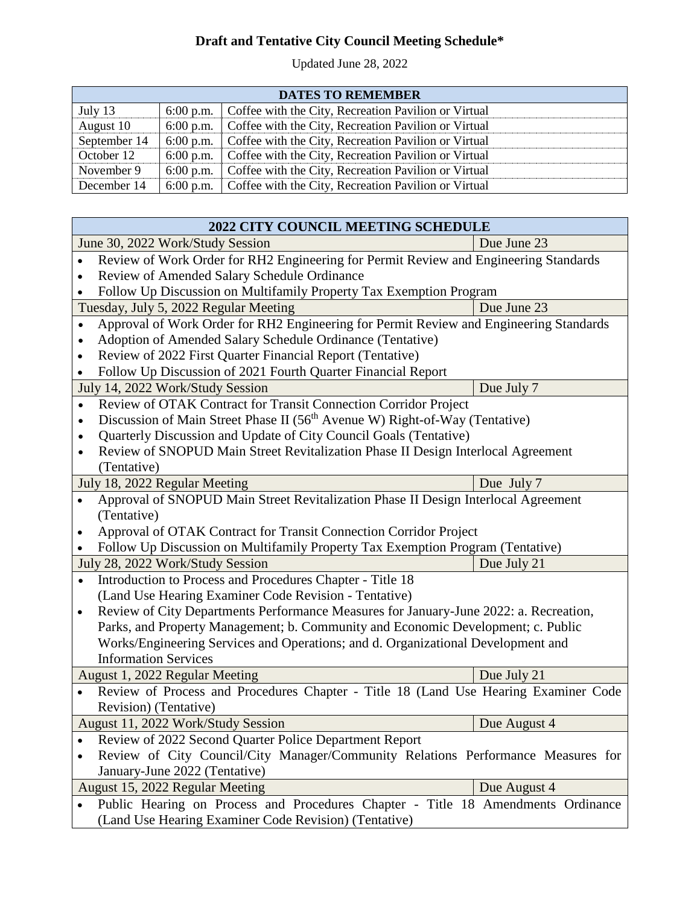# Draft and Tentative City Council Meeting Schedule*

Updated June 28, 2022

| DATES TO REMEMBER | | |
|---|---|---|
| July 13 | 6:00 p.m. | Coffee with the City, Recreation Pavilion or Virtual |
| August 10 | 6:00 p.m. | Coffee with the City, Recreation Pavilion or Virtual |
| September 14 | 6:00 p.m. | Coffee with the City, Recreation Pavilion or Virtual |
| October 12 | 6:00 p.m. | Coffee with the City, Recreation Pavilion or Virtual |
| November 9 | 6:00 p.m. | Coffee with the City, Recreation Pavilion or Virtual |
| December 14 | 6:00 p.m. | Coffee with the City, Recreation Pavilion or Virtual |

## 2022 CITY COUNCIL MEETING SCHEDULE

**June 30, 2022 Work/Study Session** — Due June 23

- Review of Work Order for RH2 Engineering for Permit Review and Engineering Standards
- Review of Amended Salary Schedule Ordinance
- Follow Up Discussion on Multifamily Property Tax Exemption Program

**Tuesday, July 5, 2022 Regular Meeting** — Due June 23

- Approval of Work Order for RH2 Engineering for Permit Review and Engineering Standards
- Adoption of Amended Salary Schedule Ordinance (Tentative)
- Review of 2022 First Quarter Financial Report (Tentative)
- Follow Up Discussion of 2021 Fourth Quarter Financial Report

**July 14, 2022 Work/Study Session** — Due July 7

- Review of OTAK Contract for Transit Connection Corridor Project
- Discussion of Main Street Phase II (56th Avenue W) Right-of-Way (Tentative)
- Quarterly Discussion and Update of City Council Goals (Tentative)
- Review of SNOPUD Main Street Revitalization Phase II Design Interlocal Agreement (Tentative)

**July 18, 2022 Regular Meeting** — Due July 7

- Approval of SNOPUD Main Street Revitalization Phase II Design Interlocal Agreement (Tentative)
- Approval of OTAK Contract for Transit Connection Corridor Project
- Follow Up Discussion on Multifamily Property Tax Exemption Program (Tentative)

**July 28, 2022 Work/Study Session** — Due July 21

- Introduction to Process and Procedures Chapter - Title 18 (Land Use Hearing Examiner Code Revision - Tentative)
- Review of City Departments Performance Measures for January-June 2022: a. Recreation, Parks, and Property Management; b. Community and Economic Development; c. Public Works/Engineering Services and Operations; and d. Organizational Development and Information Services

**August 1, 2022 Regular Meeting** — Due July 21

- Review of Process and Procedures Chapter - Title 18 (Land Use Hearing Examiner Code Revision) (Tentative)

**August 11, 2022 Work/Study Session** — Due August 4

- Review of 2022 Second Quarter Police Department Report
- Review of City Council/City Manager/Community Relations Performance Measures for January-June 2022 (Tentative)

**August 15, 2022 Regular Meeting** — Due August 4

- Public Hearing on Process and Procedures Chapter - Title 18 Amendments Ordinance (Land Use Hearing Examiner Code Revision) (Tentative)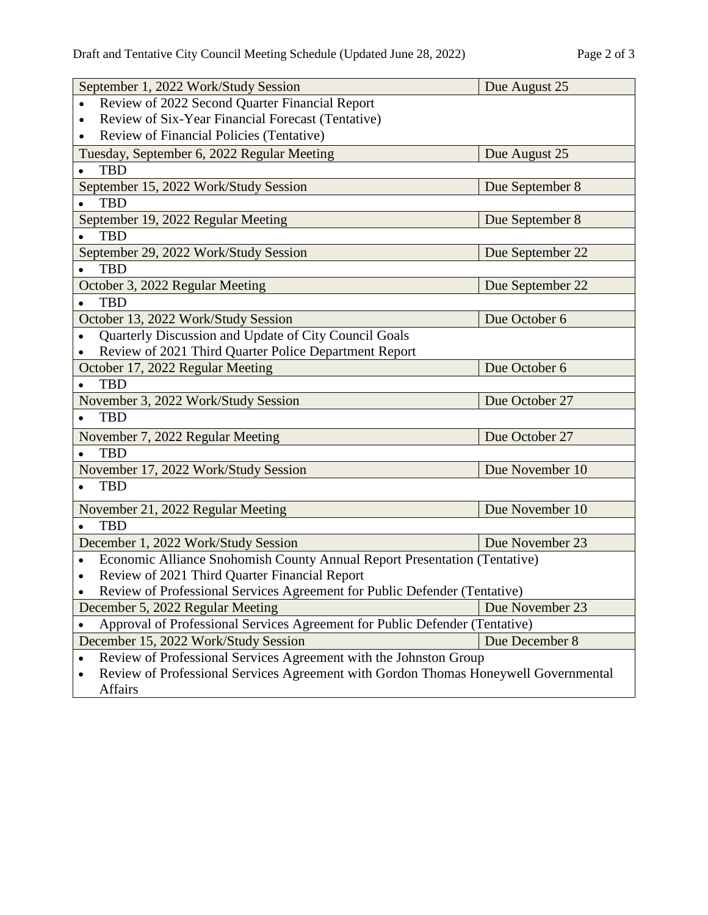| | |
|---|---|
| September 1, 2022 Work/Study Session | Due August 25 |
| • Review of 2022 Second Quarter Financial Report<br>• Review of Six-Year Financial Forecast (Tentative)<br>• Review of Financial Policies (Tentative) | |
| Tuesday, September 6, 2022 Regular Meeting | Due August 25 |
| • TBD | |
| September 15, 2022 Work/Study Session | Due September 8 |
| • TBD | |
| September 19, 2022 Regular Meeting | Due September 8 |
| • TBD | |
| September 29, 2022 Work/Study Session | Due September 22 |
| • TBD | |
| October 3, 2022 Regular Meeting | Due September 22 |
| • TBD | |
| October 13, 2022 Work/Study Session | Due October 6 |
| • Quarterly Discussion and Update of City Council Goals<br>• Review of 2021 Third Quarter Police Department Report | |
| October 17, 2022 Regular Meeting | Due October 6 |
| • TBD | |
| November 3, 2022 Work/Study Session | Due October 27 |
| • TBD | |
| November 7, 2022 Regular Meeting | Due October 27 |
| • TBD | |
| November 17, 2022 Work/Study Session | Due November 10 |
| • TBD | |
| November 21, 2022 Regular Meeting | Due November 10 |
| • TBD | |
| December 1, 2022 Work/Study Session | Due November 23 |
| • Economic Alliance Snohomish County Annual Report Presentation (Tentative)<br>• Review of 2021 Third Quarter Financial Report<br>• Review of Professional Services Agreement for Public Defender (Tentative) | |
| December 5, 2022 Regular Meeting | Due November 23 |
| • Approval of Professional Services Agreement for Public Defender (Tentative) | |
| December 15, 2022 Work/Study Session | Due December 8 |
| • Review of Professional Services Agreement with the Johnston Group<br>• Review of Professional Services Agreement with Gordon Thomas Honeywell Governmental Affairs | |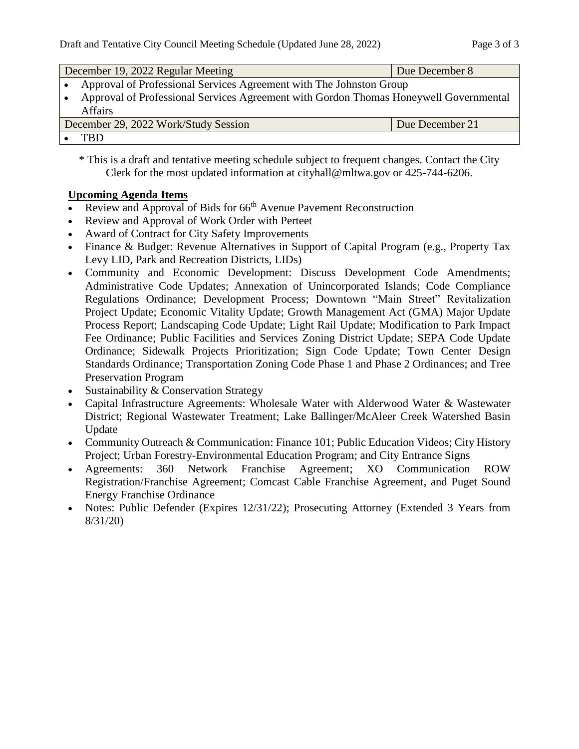| | |
|---|---|
| December 19, 2022 Regular Meeting | Due December 8 |
| • Approval of Professional Services Agreement with The Johnston Group<br>• Approval of Professional Services Agreement with Gordon Thomas Honeywell Governmental Affairs | |
| December 29, 2022 Work/Study Session | Due December 21 |
| • TBD | |

\* This is a draft and tentative meeting schedule subject to frequent changes. Contact the City Clerk for the most updated information at cityhall@mltwa.gov or 425-744-6206.

**Upcoming Agenda Items**

- Review and Approval of Bids for 66th Avenue Pavement Reconstruction
- Review and Approval of Work Order with Perteet
- Award of Contract for City Safety Improvements
- Finance & Budget: Revenue Alternatives in Support of Capital Program (e.g., Property Tax Levy LID, Park and Recreation Districts, LIDs)
- Community and Economic Development: Discuss Development Code Amendments; Administrative Code Updates; Annexation of Unincorporated Islands; Code Compliance Regulations Ordinance; Development Process; Downtown "Main Street" Revitalization Project Update; Economic Vitality Update; Growth Management Act (GMA) Major Update Process Report; Landscaping Code Update; Light Rail Update; Modification to Park Impact Fee Ordinance; Public Facilities and Services Zoning District Update; SEPA Code Update Ordinance; Sidewalk Projects Prioritization; Sign Code Update; Town Center Design Standards Ordinance; Transportation Zoning Code Phase 1 and Phase 2 Ordinances; and Tree Preservation Program
- Sustainability & Conservation Strategy
- Capital Infrastructure Agreements: Wholesale Water with Alderwood Water & Wastewater District; Regional Wastewater Treatment; Lake Ballinger/McAleer Creek Watershed Basin Update
- Community Outreach & Communication: Finance 101; Public Education Videos; City History Project; Urban Forestry-Environmental Education Program; and City Entrance Signs
- Agreements: 360 Network Franchise Agreement; XO Communication ROW Registration/Franchise Agreement; Comcast Cable Franchise Agreement, and Puget Sound Energy Franchise Ordinance
- Notes: Public Defender (Expires 12/31/22); Prosecuting Attorney (Extended 3 Years from 8/31/20)